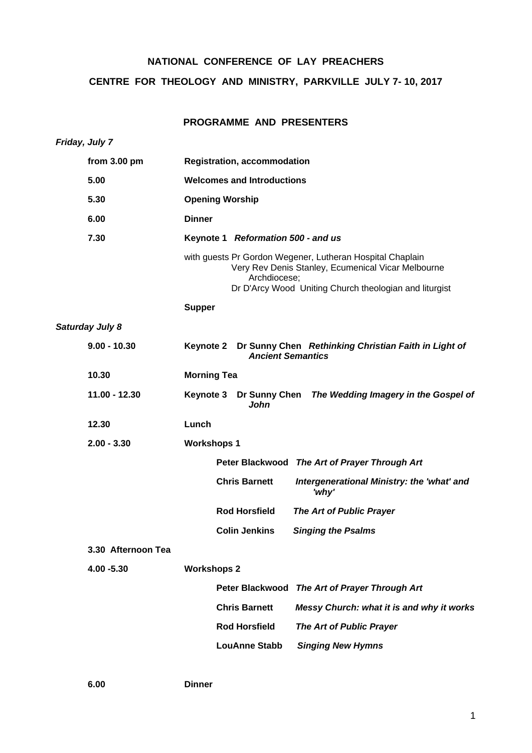# NATIONAL CONFERENCE OF LAY PREACHERS

## CENTRE FOR THEOLOGY AND MINISTRY, PARKVILLE JULY 7- 10, 2017

### PROGRAMME AND PRESENTERS

***Friday, July 7***

| | |
|---|---|
| **from 3.00 pm** | **Registration, accommodation** |
| **5.00** | **Welcomes and Introductions** |
| **5.30** | **Opening Worship** |
| **6.00** | **Dinner** |
| **7.30** | **Keynote 1** ***Reformation 500 - and us*** |
| | with guests Pr Gordon Wegener, Lutheran Hospital Chaplain; Very Rev Denis Stanley, Ecumenical Vicar Melbourne Archdiocese; Dr D'Arcy Wood Uniting Church theologian and liturgist |
| | **Supper** |

***Saturday July 8***

| | | |
|---|---|---|
| **9.00 - 10.30** | **Keynote 2 Dr Sunny Chen** ***Rethinking Christian Faith in Light of Ancient Semantics*** | |
| **10.30** | **Morning Tea** | |
| **11.00 - 12.30** | **Keynote 3 Dr Sunny Chen** ***The Wedding Imagery in the Gospel of John*** | |
| **12.30** | **Lunch** | |
| **2.00 - 3.30** | **Workshops 1** | |
| | **Peter Blackwood** | ***The Art of Prayer Through Art*** |
| | **Chris Barnett** | ***Intergenerational Ministry: the 'what' and 'why'*** |
| | **Rod Horsfield** | ***The Art of Public Prayer*** |
| | **Colin Jenkins** | ***Singing the Psalms*** |
| **3.30 Afternoon Tea** | | |
| **4.00 -5.30** | **Workshops 2** | |
| | **Peter Blackwood** | ***The Art of Prayer Through Art*** |
| | **Chris Barnett** | ***Messy Church: what it is and why it works*** |
| | **Rod Horsfield** | ***The Art of Public Prayer*** |
| | **LouAnne Stabb** | ***Singing New Hymns*** |
| **6.00** | **Dinner** | |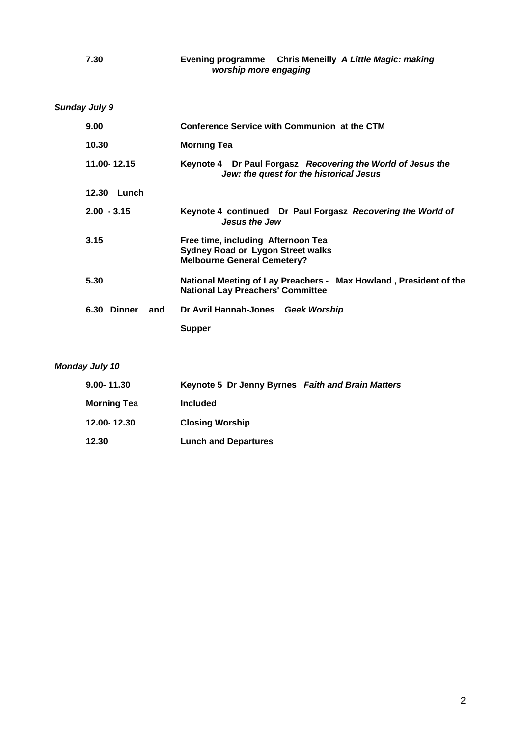| | |
|---|---|
| **7.30** | **Evening programme Chris Meneilly *A Little Magic: making worship more engaging*** |

***Sunday July 9***

| | |
|---|---|
| **9.00** | **Conference Service with Communion at the CTM** |
| **10.30** | **Morning Tea** |
| **11.00- 12.15** | **Keynote 4 Dr Paul Forgasz *Recovering the World of Jesus the Jew: the quest for the historical Jesus*** |
| **12.30 Lunch** | |
| **2.00 - 3.15** | **Keynote 4 continued Dr Paul Forgasz *Recovering the World of Jesus the Jew*** |
| **3.15** | **Free time, including Afternoon Tea**<br>**Sydney Road or Lygon Street walks**<br>**Melbourne General Cemetery?** |
| **5.30** | **National Meeting of Lay Preachers - Max Howland , President of the National Lay Preachers' Committee** |
| **6.30 Dinner and** | **Dr Avril Hannah-Jones *Geek Worship*** |
| | **Supper** |

***Monday July 10***

| | |
|---|---|
| **9.00- 11.30** | **Keynote 5 Dr Jenny Byrnes *Faith and Brain Matters*** |
| **Morning Tea** | **Included** |
| **12.00- 12.30** | **Closing Worship** |
| **12.30** | **Lunch and Departures** |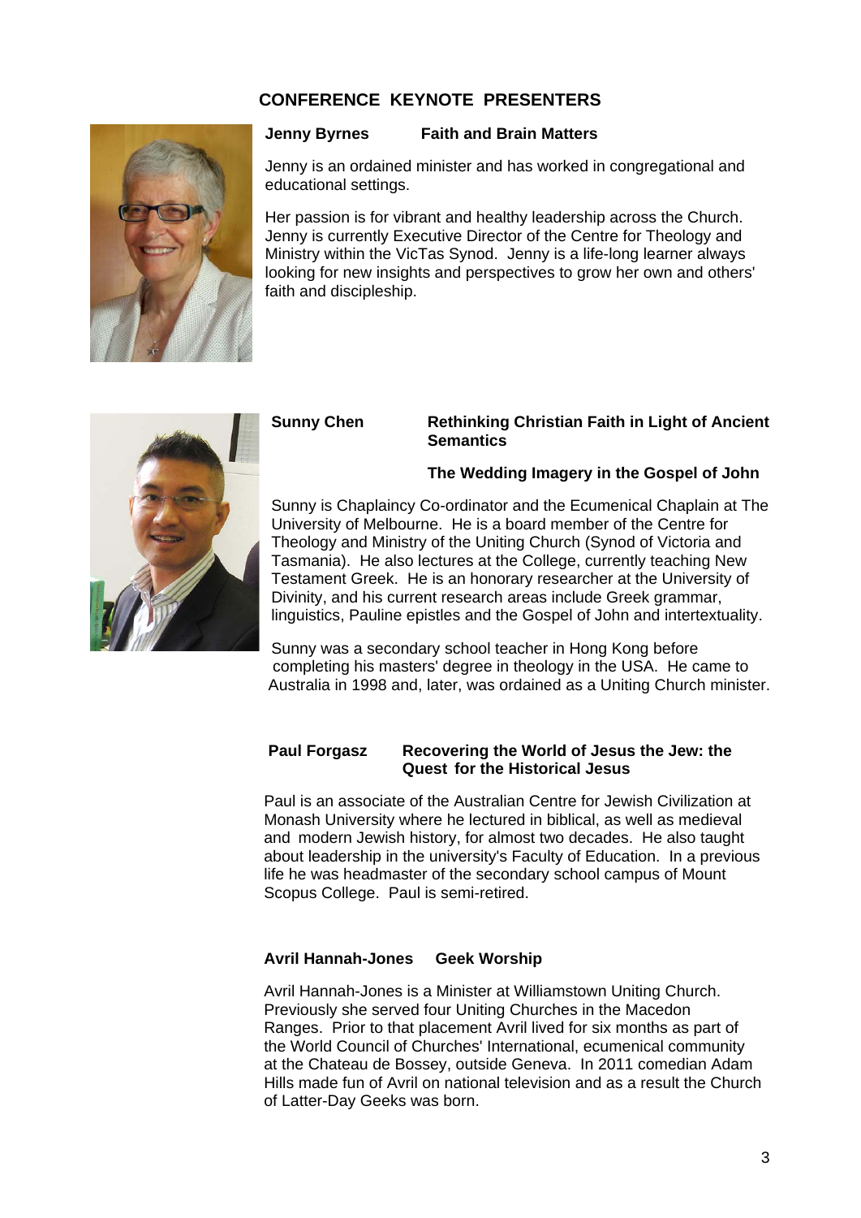# CONFERENCE KEYNOTE PRESENTERS

**Jenny Byrnes** **Faith and Brain Matters**

Jenny is an ordained minister and has worked in congregational and educational settings.

Her passion is for vibrant and healthy leadership across the Church. Jenny is currently Executive Director of the Centre for Theology and Ministry within the VicTas Synod. Jenny is a life-long learner always looking for new insights and perspectives to grow her own and others' faith and discipleship.

**Sunny Chen** **Rethinking Christian Faith in Light of Ancient Semantics**

**The Wedding Imagery in the Gospel of John**

Sunny is Chaplaincy Co-ordinator and the Ecumenical Chaplain at The University of Melbourne. He is a board member of the Centre for Theology and Ministry of the Uniting Church (Synod of Victoria and Tasmania). He also lectures at the College, currently teaching New Testament Greek. He is an honorary researcher at the University of Divinity, and his current research areas include Greek grammar, linguistics, Pauline epistles and the Gospel of John and intertextuality.

Sunny was a secondary school teacher in Hong Kong before completing his masters' degree in theology in the USA. He came to Australia in 1998 and, later, was ordained as a Uniting Church minister.

**Paul Forgasz** **Recovering the World of Jesus the Jew: the Quest for the Historical Jesus**

Paul is an associate of the Australian Centre for Jewish Civilization at Monash University where he lectured in biblical, as well as medieval and modern Jewish history, for almost two decades. He also taught about leadership in the university's Faculty of Education. In a previous life he was headmaster of the secondary school campus of Mount Scopus College. Paul is semi-retired.

**Avril Hannah-Jones** **Geek Worship**

Avril Hannah-Jones is a Minister at Williamstown Uniting Church. Previously she served four Uniting Churches in the Macedon Ranges. Prior to that placement Avril lived for six months as part of the World Council of Churches' International, ecumenical community at the Chateau de Bossey, outside Geneva. In 2011 comedian Adam Hills made fun of Avril on national television and as a result the Church of Latter-Day Geeks was born.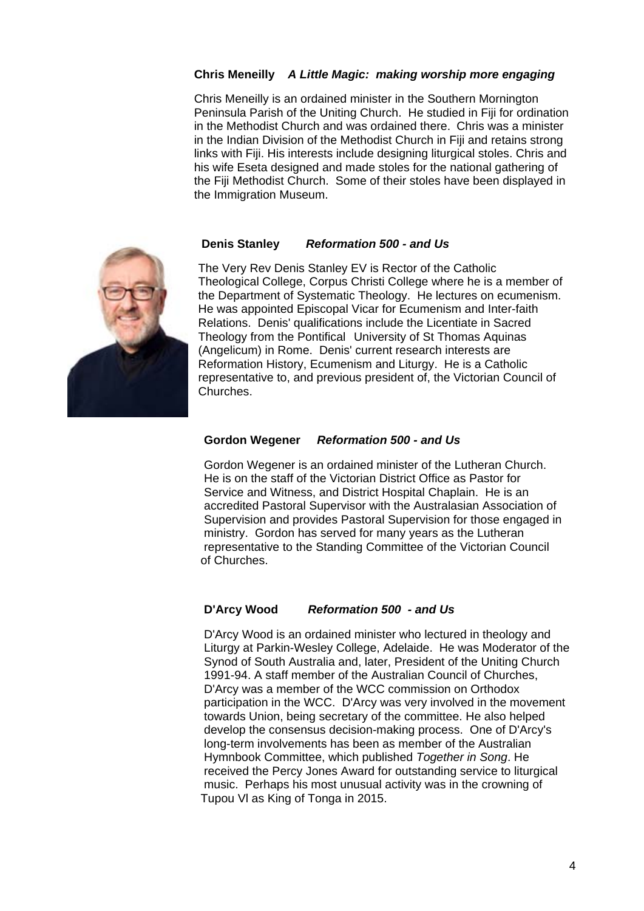**Chris Meneilly** ***A Little Magic: making worship more engaging***

Chris Meneilly is an ordained minister in the Southern Mornington Peninsula Parish of the Uniting Church. He studied in Fiji for ordination in the Methodist Church and was ordained there. Chris was a minister in the Indian Division of the Methodist Church in Fiji and retains strong links with Fiji. His interests include designing liturgical stoles. Chris and his wife Eseta designed and made stoles for the national gathering of the Fiji Methodist Church. Some of their stoles have been displayed in the Immigration Museum.

**Denis Stanley** ***Reformation 500 - and Us***

The Very Rev Denis Stanley EV is Rector of the Catholic Theological College, Corpus Christi College where he is a member of the Department of Systematic Theology. He lectures on ecumenism. He was appointed Episcopal Vicar for Ecumenism and Inter-faith Relations. Denis' qualifications include the Licentiate in Sacred Theology from the Pontifical University of St Thomas Aquinas (Angelicum) in Rome. Denis' current research interests are Reformation History, Ecumenism and Liturgy. He is a Catholic representative to, and previous president of, the Victorian Council of Churches.

**Gordon Wegener** ***Reformation 500 - and Us***

Gordon Wegener is an ordained minister of the Lutheran Church. He is on the staff of the Victorian District Office as Pastor for Service and Witness, and District Hospital Chaplain. He is an accredited Pastoral Supervisor with the Australasian Association of Supervision and provides Pastoral Supervision for those engaged in ministry. Gordon has served for many years as the Lutheran representative to the Standing Committee of the Victorian Council of Churches.

**D'Arcy Wood** ***Reformation 500 - and Us***

D'Arcy Wood is an ordained minister who lectured in theology and Liturgy at Parkin-Wesley College, Adelaide. He was Moderator of the Synod of South Australia and, later, President of the Uniting Church 1991-94. A staff member of the Australian Council of Churches, D'Arcy was a member of the WCC commission on Orthodox participation in the WCC. D'Arcy was very involved in the movement towards Union, being secretary of the committee. He also helped develop the consensus decision-making process. One of D'Arcy's long-term involvements has been as member of the Australian Hymnbook Committee, which published *Together in Song*. He received the Percy Jones Award for outstanding service to liturgical music. Perhaps his most unusual activity was in the crowning of Tupou Vl as King of Tonga in 2015.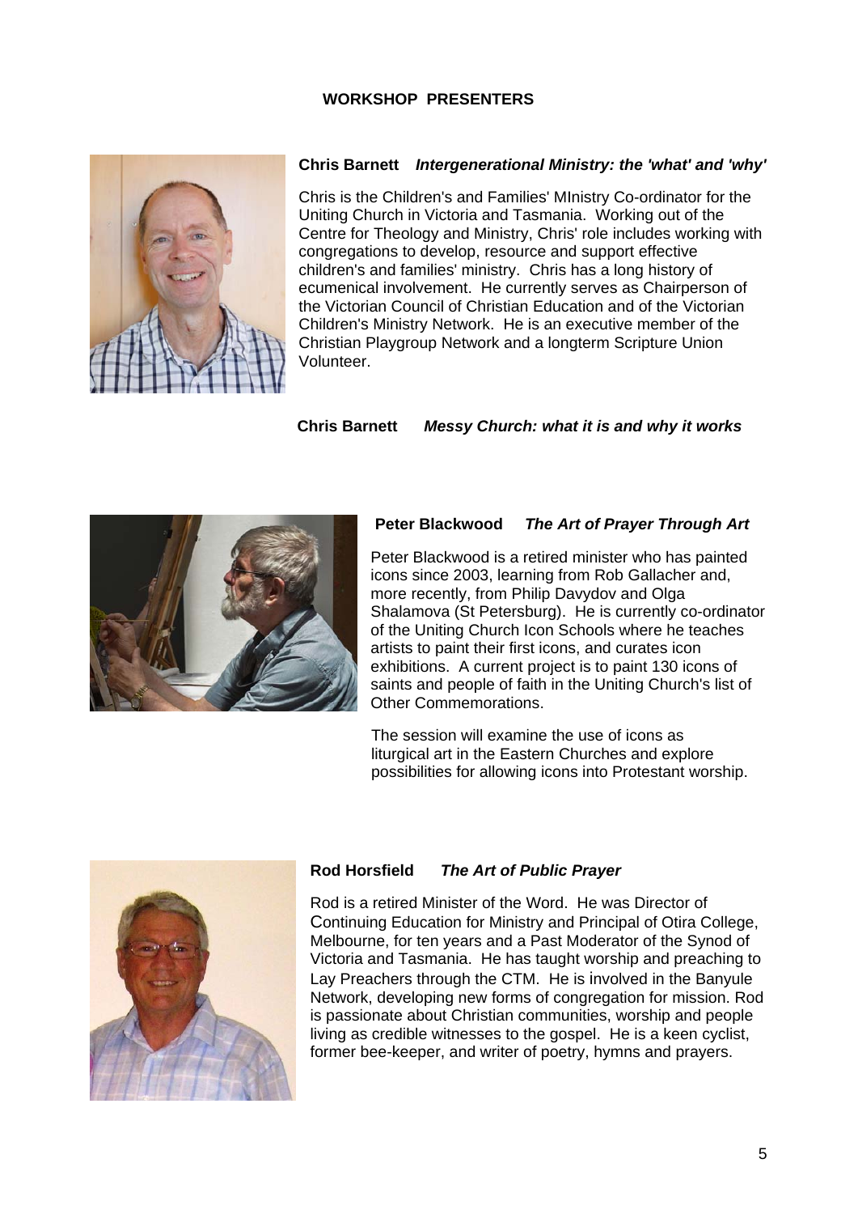## WORKSHOP PRESENTERS

**Chris Barnett** ***Intergenerational Ministry: the 'what' and 'why'***

Chris is the Children's and Families' MInistry Co-ordinator for the Uniting Church in Victoria and Tasmania. Working out of the Centre for Theology and Ministry, Chris' role includes working with congregations to develop, resource and support effective children's and families' ministry. Chris has a long history of ecumenical involvement. He currently serves as Chairperson of the Victorian Council of Christian Education and of the Victorian Children's Ministry Network. He is an executive member of the Christian Playgroup Network and a longterm Scripture Union Volunteer.

**Chris Barnett** ***Messy Church: what it is and why it works***

**Peter Blackwood** ***The Art of Prayer Through Art***

Peter Blackwood is a retired minister who has painted icons since 2003, learning from Rob Gallacher and, more recently, from Philip Davydov and Olga Shalamova (St Petersburg). He is currently co-ordinator of the Uniting Church Icon Schools where he teaches artists to paint their first icons, and curates icon exhibitions. A current project is to paint 130 icons of saints and people of faith in the Uniting Church's list of Other Commemorations.

The session will examine the use of icons as liturgical art in the Eastern Churches and explore possibilities for allowing icons into Protestant worship.

**Rod Horsfield** ***The Art of Public Prayer***

Rod is a retired Minister of the Word. He was Director of Continuing Education for Ministry and Principal of Otira College, Melbourne, for ten years and a Past Moderator of the Synod of Victoria and Tasmania. He has taught worship and preaching to Lay Preachers through the CTM. He is involved in the Banyule Network, developing new forms of congregation for mission. Rod is passionate about Christian communities, worship and people living as credible witnesses to the gospel. He is a keen cyclist, former bee-keeper, and writer of poetry, hymns and prayers.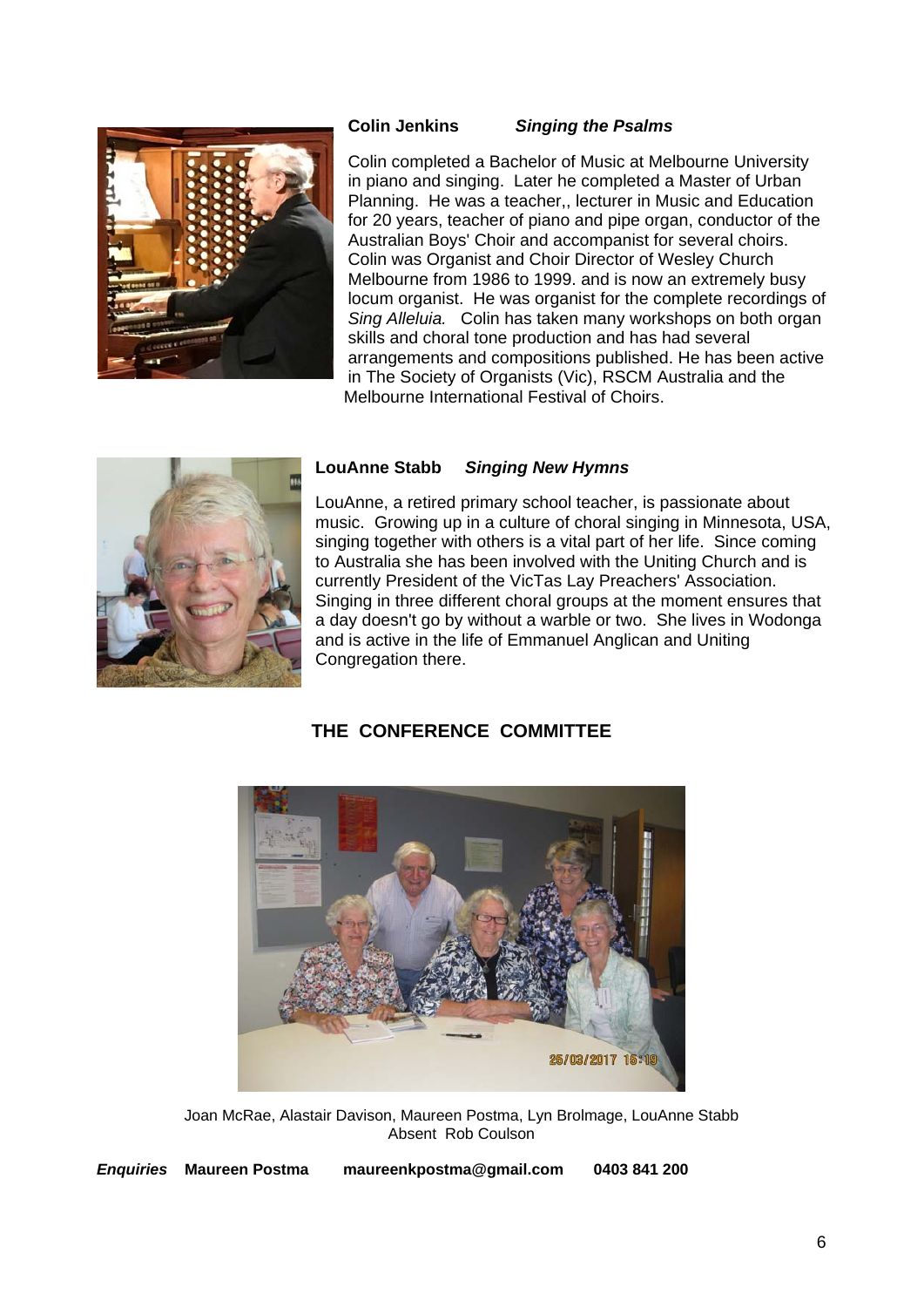**Colin Jenkins** ***Singing the Psalms***

Colin completed a Bachelor of Music at Melbourne University in piano and singing. Later he completed a Master of Urban Planning. He was a teacher,, lecturer in Music and Education for 20 years, teacher of piano and pipe organ, conductor of the Australian Boys' Choir and accompanist for several choirs. Colin was Organist and Choir Director of Wesley Church Melbourne from 1986 to 1999. and is now an extremely busy locum organist. He was organist for the complete recordings of *Sing Alleluia.* Colin has taken many workshops on both organ skills and choral tone production and has had several arrangements and compositions published. He has been active in The Society of Organists (Vic), RSCM Australia and the Melbourne International Festival of Choirs.

**LouAnne Stabb** ***Singing New Hymns***

LouAnne, a retired primary school teacher, is passionate about music. Growing up in a culture of choral singing in Minnesota, USA, singing together with others is a vital part of her life. Since coming to Australia she has been involved with the Uniting Church and is currently President of the VicTas Lay Preachers' Association. Singing in three different choral groups at the moment ensures that a day doesn't go by without a warble or two. She lives in Wodonga and is active in the life of Emmanuel Anglican and Uniting Congregation there.

## THE CONFERENCE COMMITTEE

Joan McRae, Alastair Davison, Maureen Postma, Lyn Brolmage, LouAnne Stabb
Absent Rob Coulson

***Enquiries*** **Maureen Postma** **maureenkpostma@gmail.com** **0403 841 200**